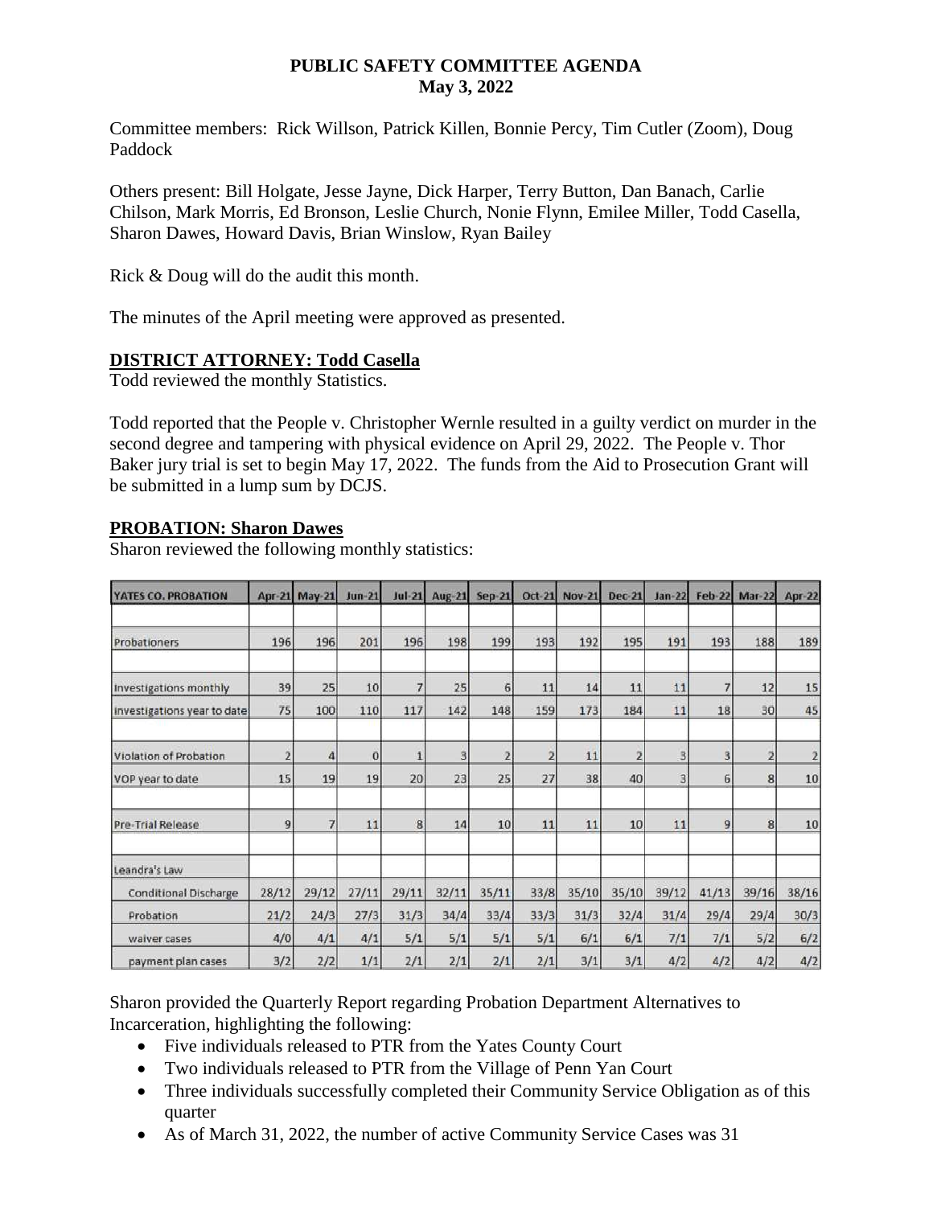# PUBLIC SAFETY COMMITTEE AGENDA
## May 3, 2022

Committee members: Rick Willson, Patrick Killen, Bonnie Percy, Tim Cutler (Zoom), Doug Paddock

Others present: Bill Holgate, Jesse Jayne, Dick Harper, Terry Button, Dan Banach, Carlie Chilson, Mark Morris, Ed Bronson, Leslie Church, Nonie Flynn, Emilee Miller, Todd Casella, Sharon Dawes, Howard Davis, Brian Winslow, Ryan Bailey

Rick & Doug will do the audit this month.

The minutes of the April meeting were approved as presented.

**DISTRICT ATTORNEY: Todd Casella**

Todd reviewed the monthly Statistics.

Todd reported that the People v. Christopher Wernle resulted in a guilty verdict on murder in the second degree and tampering with physical evidence on April 29, 2022. The People v. Thor Baker jury trial is set to begin May 17, 2022. The funds from the Aid to Prosecution Grant will be submitted in a lump sum by DCJS.

**PROBATION: Sharon Dawes**

Sharon reviewed the following monthly statistics:

| YATES CO. PROBATION | Apr-21 | May-21 | Jun-21 | Jul-21 | Aug-21 | Sep-21 | Oct-21 | Nov-21 | Dec-21 | Jan-22 | Feb-22 | Mar-22 | Apr-22 |
|---|---|---|---|---|---|---|---|---|---|---|---|---|---|
| | | | | | | | | | | | | | |
| Probationers | 196 | 196 | 201 | 196 | 198 | 199 | 193 | 192 | 195 | 191 | 193 | 188 | 189 |
| | | | | | | | | | | | | | |
| Investigations monthly | 39 | 25 | 10 | 7 | 25 | 6 | 11 | 14 | 11 | 11 | 7 | 12 | 15 |
| Investigations year to date | 75 | 100 | 110 | 117 | 142 | 148 | 159 | 173 | 184 | 11 | 18 | 30 | 45 |
| | | | | | | | | | | | | | |
| Violation of Probation | 2 | 4 | 0 | 1 | 3 | 2 | 2 | 11 | 2 | 3 | 3 | 2 | 2 |
| VOP year to date | 15 | 19 | 19 | 20 | 23 | 25 | 27 | 38 | 40 | 3 | 6 | 8 | 10 |
| | | | | | | | | | | | | | |
| Pre-Trial Release | 9 | 7 | 11 | 8 | 14 | 10 | 11 | 11 | 10 | 11 | 9 | 8 | 10 |
| | | | | | | | | | | | | | |
| Leandra's Law | | | | | | | | | | | | | |
| Conditional Discharge | 28/12 | 29/12 | 27/11 | 29/11 | 32/11 | 35/11 | 33/8 | 35/10 | 35/10 | 39/12 | 41/13 | 39/16 | 38/16 |
| Probation | 21/2 | 24/3 | 27/3 | 31/3 | 34/4 | 33/4 | 33/3 | 31/3 | 32/4 | 31/4 | 29/4 | 29/4 | 30/3 |
| waiver cases | 4/0 | 4/1 | 4/1 | 5/1 | 5/1 | 5/1 | 5/1 | 6/1 | 6/1 | 7/1 | 7/1 | 5/2 | 6/2 |
| payment plan cases | 3/2 | 2/2 | 1/1 | 2/1 | 2/1 | 2/1 | 2/1 | 3/1 | 3/1 | 4/2 | 4/2 | 4/2 | 4/2 |

Sharon provided the Quarterly Report regarding Probation Department Alternatives to Incarceration, highlighting the following:

- Five individuals released to PTR from the Yates County Court
- Two individuals released to PTR from the Village of Penn Yan Court
- Three individuals successfully completed their Community Service Obligation as of this quarter
- As of March 31, 2022, the number of active Community Service Cases was 31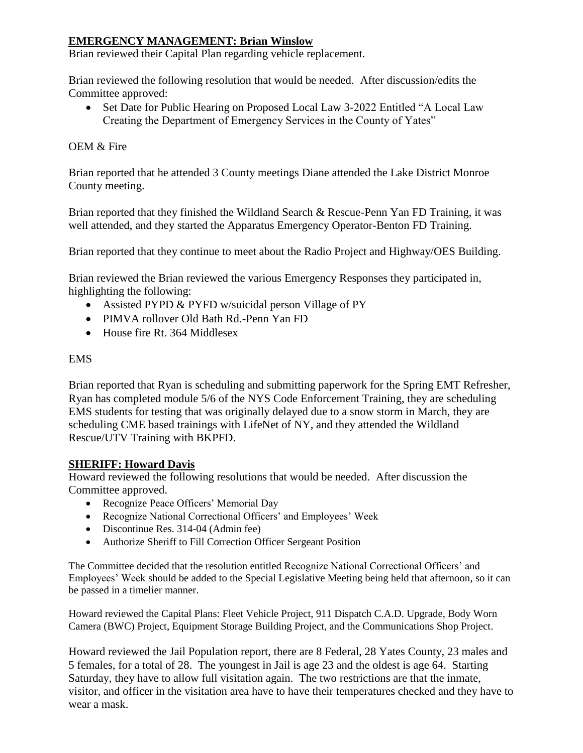## **EMERGENCY MANAGEMENT: Brian Winslow**

Brian reviewed their Capital Plan regarding vehicle replacement.

Brian reviewed the following resolution that would be needed. After discussion/edits the Committee approved:

- Set Date for Public Hearing on Proposed Local Law 3-2022 Entitled "A Local Law Creating the Department of Emergency Services in the County of Yates"

OEM & Fire

Brian reported that he attended 3 County meetings Diane attended the Lake District Monroe County meeting.

Brian reported that they finished the Wildland Search & Rescue-Penn Yan FD Training, it was well attended, and they started the Apparatus Emergency Operator-Benton FD Training.

Brian reported that they continue to meet about the Radio Project and Highway/OES Building.

Brian reviewed the Brian reviewed the various Emergency Responses they participated in, highlighting the following:

- Assisted PYPD & PYFD w/suicidal person Village of PY
- PIMVA rollover Old Bath Rd.-Penn Yan FD
- House fire Rt. 364 Middlesex

EMS

Brian reported that Ryan is scheduling and submitting paperwork for the Spring EMT Refresher, Ryan has completed module 5/6 of the NYS Code Enforcement Training, they are scheduling EMS students for testing that was originally delayed due to a snow storm in March, they are scheduling CME based trainings with LifeNet of NY, and they attended the Wildland Rescue/UTV Training with BKPFD.

## **SHERIFF: Howard Davis**

Howard reviewed the following resolutions that would be needed. After discussion the Committee approved.

- Recognize Peace Officers' Memorial Day
- Recognize National Correctional Officers' and Employees' Week
- Discontinue Res. 314-04 (Admin fee)
- Authorize Sheriff to Fill Correction Officer Sergeant Position

The Committee decided that the resolution entitled Recognize National Correctional Officers' and Employees' Week should be added to the Special Legislative Meeting being held that afternoon, so it can be passed in a timelier manner.

Howard reviewed the Capital Plans: Fleet Vehicle Project, 911 Dispatch C.A.D. Upgrade, Body Worn Camera (BWC) Project, Equipment Storage Building Project, and the Communications Shop Project.

Howard reviewed the Jail Population report, there are 8 Federal, 28 Yates County, 23 males and 5 females, for a total of 28. The youngest in Jail is age 23 and the oldest is age 64. Starting Saturday, they have to allow full visitation again. The two restrictions are that the inmate, visitor, and officer in the visitation area have to have their temperatures checked and they have to wear a mask.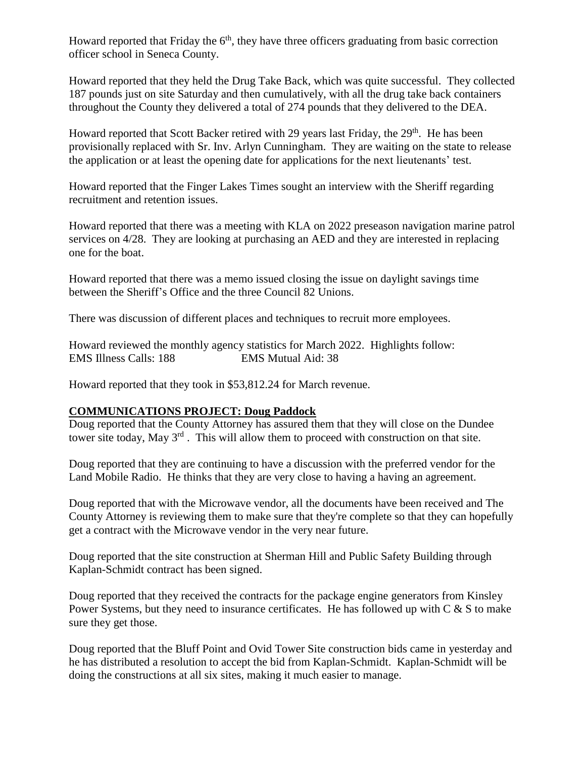Howard reported that Friday the 6th, they have three officers graduating from basic correction officer school in Seneca County.

Howard reported that they held the Drug Take Back, which was quite successful. They collected 187 pounds just on site Saturday and then cumulatively, with all the drug take back containers throughout the County they delivered a total of 274 pounds that they delivered to the DEA.

Howard reported that Scott Backer retired with 29 years last Friday, the 29th. He has been provisionally replaced with Sr. Inv. Arlyn Cunningham. They are waiting on the state to release the application or at least the opening date for applications for the next lieutenants' test.

Howard reported that the Finger Lakes Times sought an interview with the Sheriff regarding recruitment and retention issues.

Howard reported that there was a meeting with KLA on 2022 preseason navigation marine patrol services on 4/28. They are looking at purchasing an AED and they are interested in replacing one for the boat.

Howard reported that there was a memo issued closing the issue on daylight savings time between the Sheriff's Office and the three Council 82 Unions.

There was discussion of different places and techniques to recruit more employees.

Howard reviewed the monthly agency statistics for March 2022. Highlights follow:
EMS Illness Calls: 188 EMS Mutual Aid: 38

Howard reported that they took in $53,812.24 for March revenue.

**COMMUNICATIONS PROJECT: Doug Paddock**

Doug reported that the County Attorney has assured them that they will close on the Dundee tower site today, May 3rd . This will allow them to proceed with construction on that site.

Doug reported that they are continuing to have a discussion with the preferred vendor for the Land Mobile Radio. He thinks that they are very close to having a having an agreement.

Doug reported that with the Microwave vendor, all the documents have been received and The County Attorney is reviewing them to make sure that they're complete so that they can hopefully get a contract with the Microwave vendor in the very near future.

Doug reported that the site construction at Sherman Hill and Public Safety Building through Kaplan-Schmidt contract has been signed.

Doug reported that they received the contracts for the package engine generators from Kinsley Power Systems, but they need to insurance certificates. He has followed up with C & S to make sure they get those.

Doug reported that the Bluff Point and Ovid Tower Site construction bids came in yesterday and he has distributed a resolution to accept the bid from Kaplan-Schmidt. Kaplan-Schmidt will be doing the constructions at all six sites, making it much easier to manage.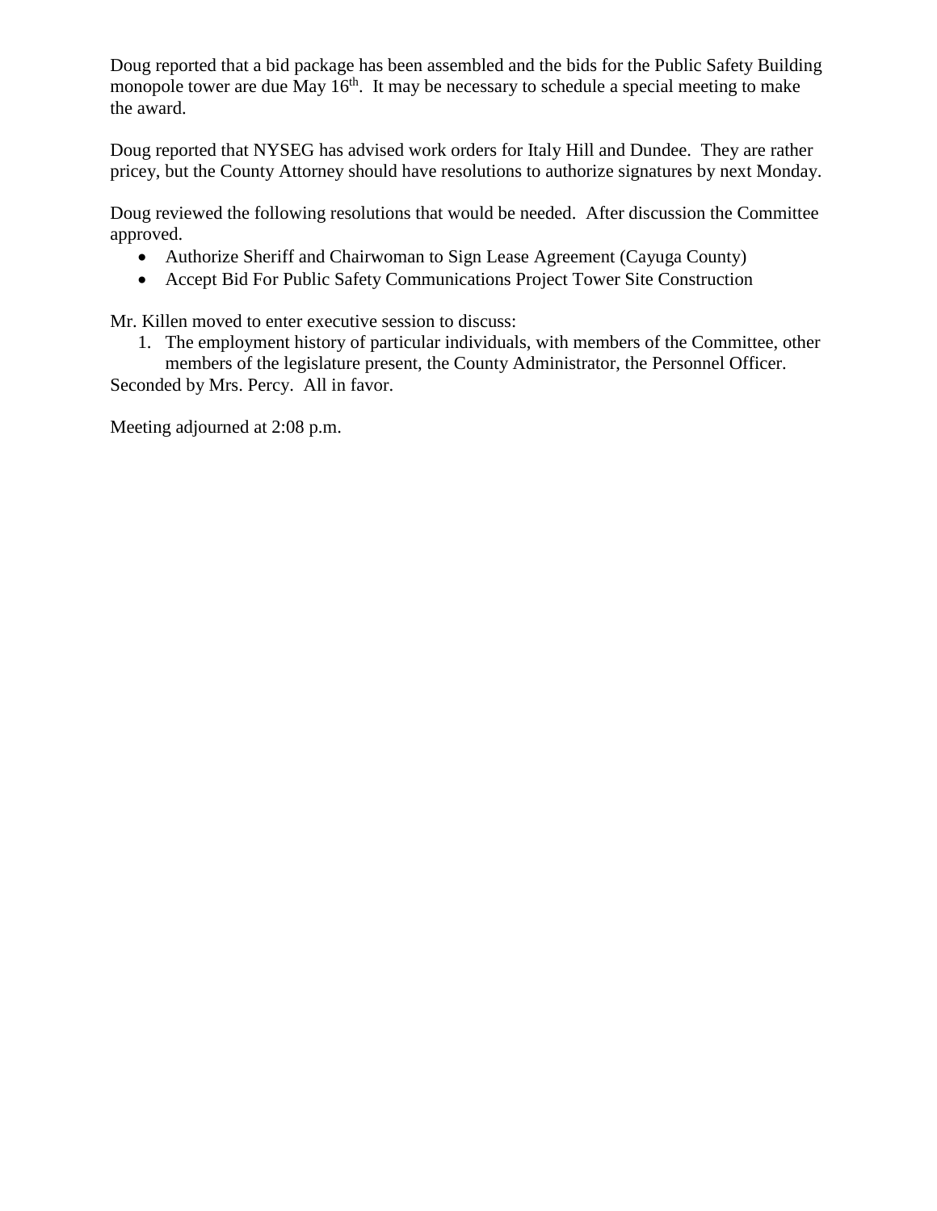Doug reported that a bid package has been assembled and the bids for the Public Safety Building monopole tower are due May 16th. It may be necessary to schedule a special meeting to make the award.

Doug reported that NYSEG has advised work orders for Italy Hill and Dundee. They are rather pricey, but the County Attorney should have resolutions to authorize signatures by next Monday.

Doug reviewed the following resolutions that would be needed. After discussion the Committee approved.

- Authorize Sheriff and Chairwoman to Sign Lease Agreement (Cayuga County)
- Accept Bid For Public Safety Communications Project Tower Site Construction

Mr. Killen moved to enter executive session to discuss:

1. The employment history of particular individuals, with members of the Committee, other members of the legislature present, the County Administrator, the Personnel Officer.

Seconded by Mrs. Percy. All in favor.

Meeting adjourned at 2:08 p.m.